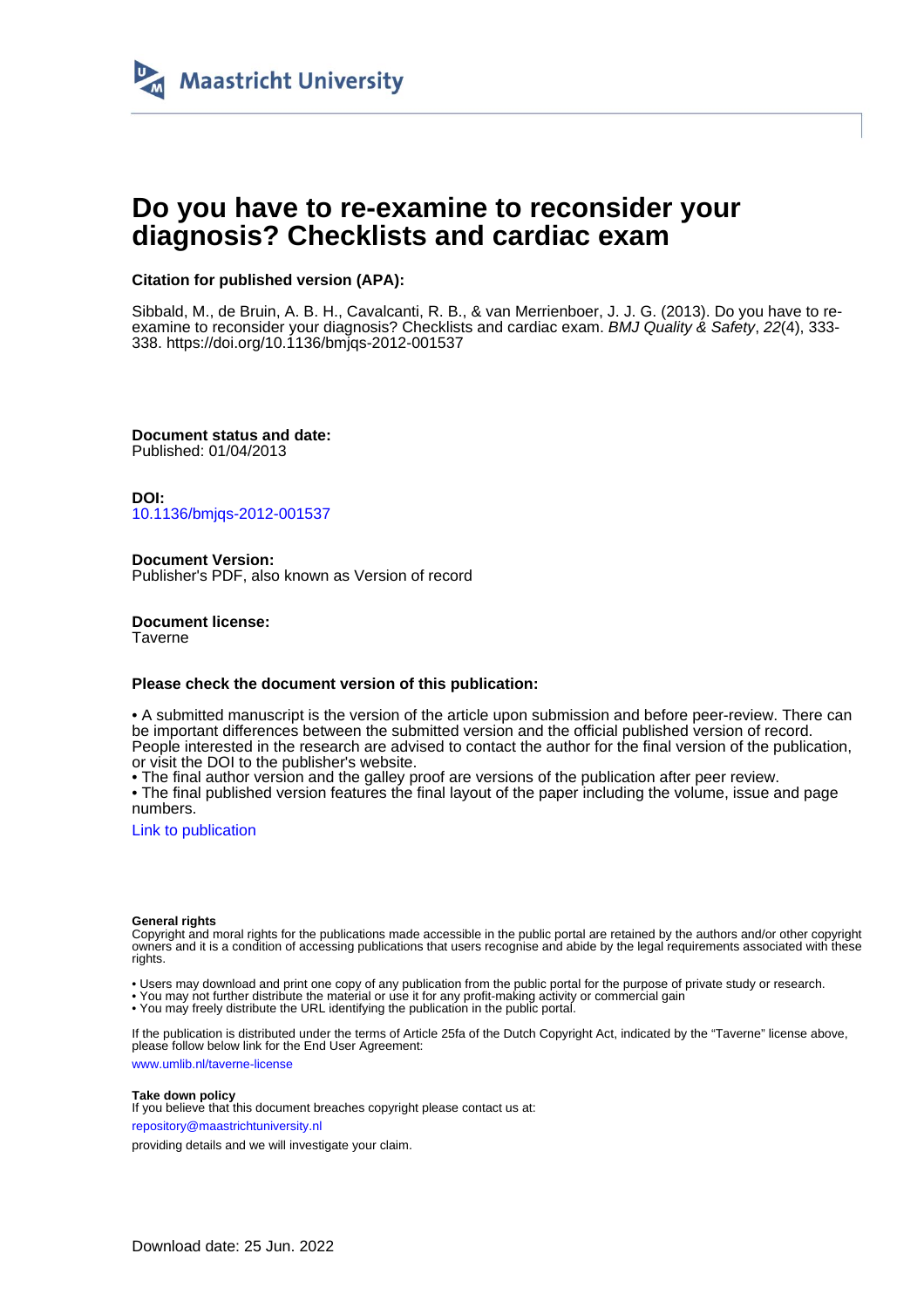Maastricht University

# Do you have to re-examine to reconsider your diagnosis? Checklists and cardiac exam

**Citation for published version (APA):**

Sibbald, M., de Bruin, A. B. H., Cavalcanti, R. B., & van Merrienboer, J. J. G. (2013). Do you have to re-examine to reconsider your diagnosis? Checklists and cardiac exam. *BMJ Quality & Safety*, *22*(4), 333-338. https://doi.org/10.1136/bmjqs-2012-001537

**Document status and date:**
Published: 01/04/2013

**DOI:**
10.1136/bmjqs-2012-001537

**Document Version:**
Publisher's PDF, also known as Version of record

**Document license:**
Taverne

**Please check the document version of this publication:**

• A submitted manuscript is the version of the article upon submission and before peer-review. There can be important differences between the submitted version and the official published version of record. People interested in the research are advised to contact the author for the final version of the publication, or visit the DOI to the publisher's website.
• The final author version and the galley proof are versions of the publication after peer review.
• The final published version features the final layout of the paper including the volume, issue and page numbers.

Link to publication

**General rights**
Copyright and moral rights for the publications made accessible in the public portal are retained by the authors and/or other copyright owners and it is a condition of accessing publications that users recognise and abide by the legal requirements associated with these rights.

• Users may download and print one copy of any publication from the public portal for the purpose of private study or research.
• You may not further distribute the material or use it for any profit-making activity or commercial gain
• You may freely distribute the URL identifying the publication in the public portal.

If the publication is distributed under the terms of Article 25fa of the Dutch Copyright Act, indicated by the "Taverne" license above, please follow below link for the End User Agreement:

www.umlib.nl/taverne-license

**Take down policy**
If you believe that this document breaches copyright please contact us at:

repository@maastrichtuniversity.nl

providing details and we will investigate your claim.

Download date: 25 Jun. 2022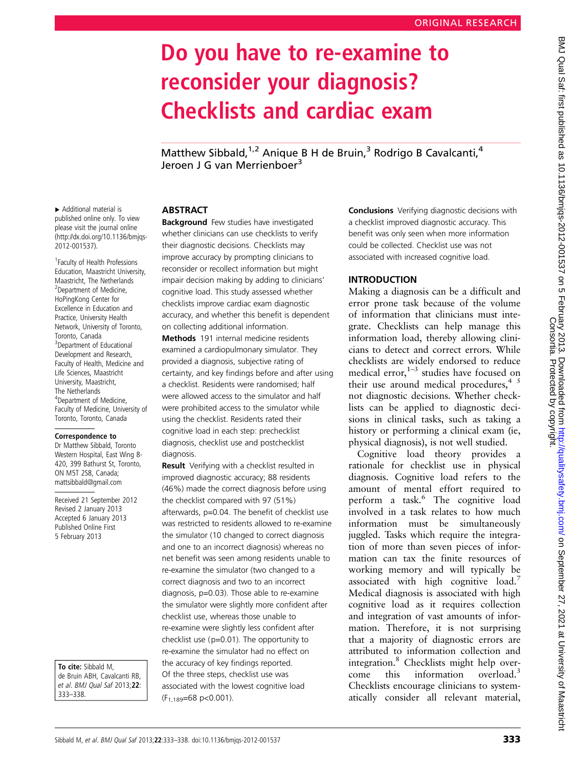ORIGINAL RESEARCH

# Do you have to re-examine to reconsider your diagnosis? Checklists and cardiac exam

Matthew Sibbald,[1,2] Anique B H de Bruin,[3] Rodrigo B Cavalcanti,[4] Jeroen J G van Merrienboer[3]

▸ Additional material is published online only. To view please visit the journal online (http://dx.doi.org/10.1136/bmjqs-2012-001537).

[1]Faculty of Health Professions Education, Maastricht University, Maastricht, The Netherlands
[2]Department of Medicine, HoPingKong Center for Excellence in Education and Practice, University Health Network, University of Toronto, Toronto, Canada
[3]Department of Educational Development and Research, Faculty of Health, Medicine and Life Sciences, Maastricht University, Maastricht, The Netherlands
[4]Department of Medicine, Faculty of Medicine, University of Toronto, Toronto, Canada

**Correspondence to**
Dr Matthew Sibbald, Toronto Western Hospital, East Wing 8-420, 399 Bathurst St, Toronto, ON M5T 2S8, Canada; mattsibbald@gmail.com

Received 21 September 2012
Revised 2 January 2013
Accepted 6 January 2013
Published Online First 5 February 2013

**To cite:** Sibbald M, de Bruin ABH, Cavalcanti RB, *et al. BMJ Qual Saf* 2013;**22**: 333–338.

## ABSTRACT

**Background** Few studies have investigated whether clinicians can use checklists to verify their diagnostic decisions. Checklists may improve accuracy by prompting clinicians to reconsider or recollect information but might impair decision making by adding to clinicians' cognitive load. This study assessed whether checklists improve cardiac exam diagnostic accuracy, and whether this benefit is dependent on collecting additional information.

**Methods** 191 internal medicine residents examined a cardiopulmonary simulator. They provided a diagnosis, subjective rating of certainty, and key findings before and after using a checklist. Residents were randomised; half were allowed access to the simulator and half were prohibited access to the simulator while using the checklist. Residents rated their cognitive load in each step: prechecklist diagnosis, checklist use and postchecklist diagnosis.

**Result** Verifying with a checklist resulted in improved diagnostic accuracy; 88 residents (46%) made the correct diagnosis before using the checklist compared with 97 (51%) afterwards, p=0.04. The benefit of checklist use was restricted to residents allowed to re-examine the simulator (10 changed to correct diagnosis and one to an incorrect diagnosis) whereas no net benefit was seen among residents unable to re-examine the simulator (two changed to a correct diagnosis and two to an incorrect diagnosis, p=0.03). Those able to re-examine the simulator were slightly more confident after checklist use, whereas those unable to re-examine were slightly less confident after checklist use (p=0.01). The opportunity to re-examine the simulator had no effect on the accuracy of key findings reported. Of the three steps, checklist use was associated with the lowest cognitive load ($F_{1,189}$=68 p<0.001).

**Conclusions** Verifying diagnostic decisions with a checklist improved diagnostic accuracy. This benefit was only seen when more information could be collected. Checklist use was not associated with increased cognitive load.

## INTRODUCTION

Making a diagnosis can be a difficult and error prone task because of the volume of information that clinicians must integrate. Checklists can help manage this information load, thereby allowing clinicians to detect and correct errors. While checklists are widely endorsed to reduce medical error,[1–3] studies have focused on their use around medical procedures,[4 5] not diagnostic decisions. Whether checklists can be applied to diagnostic decisions in clinical tasks, such as taking a history or performing a clinical exam (ie, physical diagnosis), is not well studied.

Cognitive load theory provides a rationale for checklist use in physical diagnosis. Cognitive load refers to the amount of mental effort required to perform a task.[6] The cognitive load involved in a task relates to how much information must be simultaneously juggled. Tasks which require the integration of more than seven pieces of information can tax the finite resources of working memory and will typically be associated with high cognitive load.[7] Medical diagnosis is associated with high cognitive load as it requires collection and integration of vast amounts of information. Therefore, it is not surprising that a majority of diagnostic errors are attributed to information collection and integration.[8] Checklists might help overcome this information overload.[3] Checklists encourage clinicians to systematically consider all relevant material,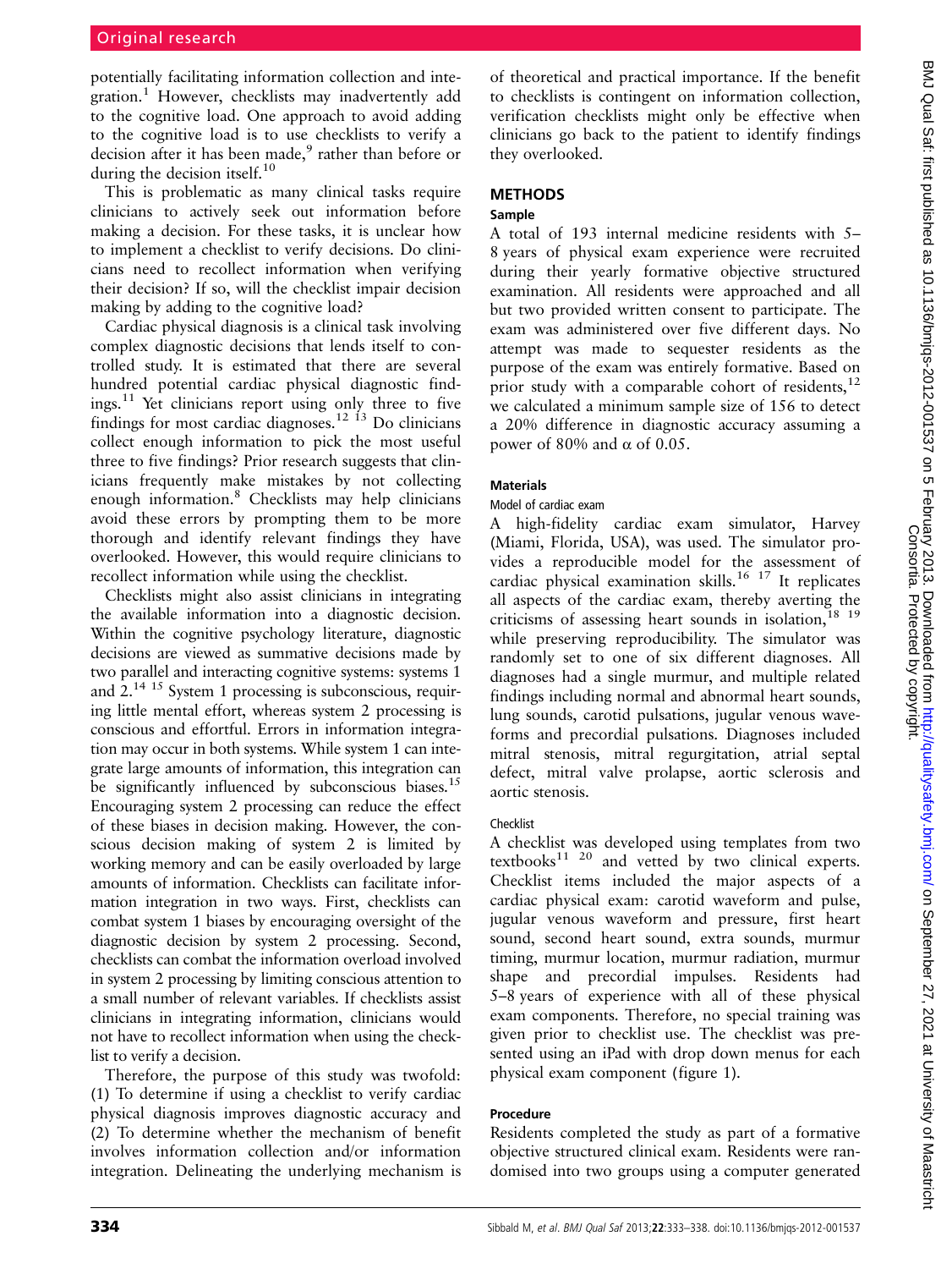potentially facilitating information collection and integration.[1] However, checklists may inadvertently add to the cognitive load. One approach to avoid adding to the cognitive load is to use checklists to verify a decision after it has been made,[9] rather than before or during the decision itself.[10]

This is problematic as many clinical tasks require clinicians to actively seek out information before making a decision. For these tasks, it is unclear how to implement a checklist to verify decisions. Do clinicians need to recollect information when verifying their decision? If so, will the checklist impair decision making by adding to the cognitive load?

Cardiac physical diagnosis is a clinical task involving complex diagnostic decisions that lends itself to controlled study. It is estimated that there are several hundred potential cardiac physical diagnostic findings.[11] Yet clinicians report using only three to five findings for most cardiac diagnoses.[12 13] Do clinicians collect enough information to pick the most useful three to five findings? Prior research suggests that clinicians frequently make mistakes by not collecting enough information.[8] Checklists may help clinicians avoid these errors by prompting them to be more thorough and identify relevant findings they have overlooked. However, this would require clinicians to recollect information while using the checklist.

Checklists might also assist clinicians in integrating the available information into a diagnostic decision. Within the cognitive psychology literature, diagnostic decisions are viewed as summative decisions made by two parallel and interacting cognitive systems: systems 1 and 2.[14 15] System 1 processing is subconscious, requiring little mental effort, whereas system 2 processing is conscious and effortful. Errors in information integration may occur in both systems. While system 1 can integrate large amounts of information, this integration can be significantly influenced by subconscious biases.[15] Encouraging system 2 processing can reduce the effect of these biases in decision making. However, the conscious decision making of system 2 is limited by working memory and can be easily overloaded by large amounts of information. Checklists can facilitate information integration in two ways. First, checklists can combat system 1 biases by encouraging oversight of the diagnostic decision by system 2 processing. Second, checklists can combat the information overload involved in system 2 processing by limiting conscious attention to a small number of relevant variables. If checklists assist clinicians in integrating information, clinicians would not have to recollect information when using the checklist to verify a decision.

Therefore, the purpose of this study was twofold: (1) To determine if using a checklist to verify cardiac physical diagnosis improves diagnostic accuracy and (2) To determine whether the mechanism of benefit involves information collection and/or information integration. Delineating the underlying mechanism is of theoretical and practical importance. If the benefit to checklists is contingent on information collection, verification checklists might only be effective when clinicians go back to the patient to identify findings they overlooked.

## METHODS

### Sample

A total of 193 internal medicine residents with 5–8 years of physical exam experience were recruited during their yearly formative objective structured examination. All residents were approached and all but two provided written consent to participate. The exam was administered over five different days. No attempt was made to sequester residents as the purpose of the exam was entirely formative. Based on prior study with a comparable cohort of residents,[12] we calculated a minimum sample size of 156 to detect a 20% difference in diagnostic accuracy assuming a power of 80% and $\alpha$ of 0.05.

### Materials

#### Model of cardiac exam

A high-fidelity cardiac exam simulator, Harvey (Miami, Florida, USA), was used. The simulator provides a reproducible model for the assessment of cardiac physical examination skills.[16 17] It replicates all aspects of the cardiac exam, thereby averting the criticisms of assessing heart sounds in isolation,[18 19] while preserving reproducibility. The simulator was randomly set to one of six different diagnoses. All diagnoses had a single murmur, and multiple related findings including normal and abnormal heart sounds, lung sounds, carotid pulsations, jugular venous waveforms and precordial pulsations. Diagnoses included mitral stenosis, mitral regurgitation, atrial septal defect, mitral valve prolapse, aortic sclerosis and aortic stenosis.

#### Checklist

A checklist was developed using templates from two textbooks[11 20] and vetted by two clinical experts. Checklist items included the major aspects of a cardiac physical exam: carotid waveform and pulse, jugular venous waveform and pressure, first heart sound, second heart sound, extra sounds, murmur timing, murmur location, murmur radiation, murmur shape and precordial impulses. Residents had 5–8 years of experience with all of these physical exam components. Therefore, no special training was given prior to checklist use. The checklist was presented using an iPad with drop down menus for each physical exam component (figure 1).

### Procedure

Residents completed the study as part of a formative objective structured clinical exam. Residents were randomised into two groups using a computer generated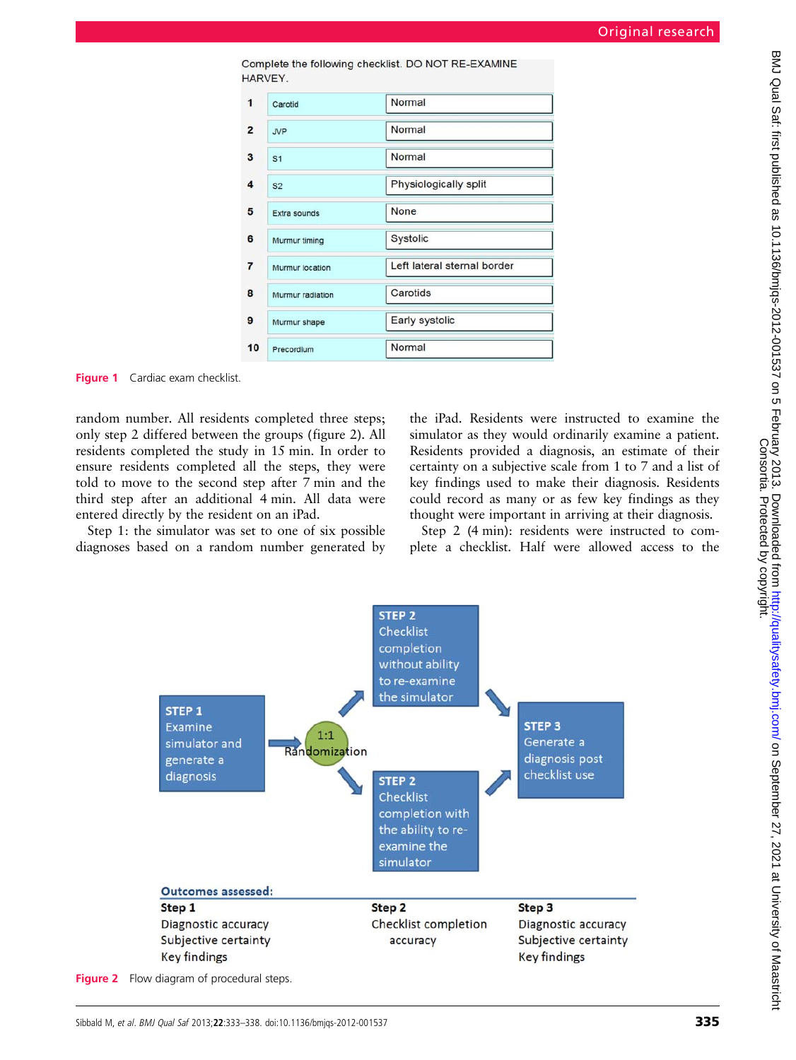Complete the following checklist. DO NOT RE-EXAMINE HARVEY.

| | | |
|---|---|---|
| 1 | Carotid | Normal |
| 2 | JVP | Normal |
| 3 | S1 | Normal |
| 4 | S2 | Physiologically split |
| 5 | Extra sounds | None |
| 6 | Murmur timing | Systolic |
| 7 | Murmur location | Left lateral sternal border |
| 8 | Murmur radiation | Carotids |
| 9 | Murmur shape | Early systolic |
| 10 | Precordium | Normal |

**Figure 1** Cardiac exam checklist.

random number. All residents completed three steps; only step 2 differed between the groups (figure 2). All residents completed the study in 15 min. In order to ensure residents completed all the steps, they were told to move to the second step after 7 min and the third step after an additional 4 min. All data were entered directly by the resident on an iPad.

Step 1: the simulator was set to one of six possible diagnoses based on a random number generated by the iPad. Residents were instructed to examine the simulator as they would ordinarily examine a patient. Residents provided a diagnosis, an estimate of their certainty on a subjective scale from 1 to 7 and a list of key findings used to make their diagnosis. Residents could record as many or as few key findings as they thought were important in arriving at their diagnosis.

Step 2 (4 min): residents were instructed to complete a checklist. Half were allowed access to the

**STEP 1** Examine simulator and generate a diagnosis → 1:1 Randomization →

**STEP 2** Checklist completion without ability to re-examine the simulator

**STEP 2** Checklist completion with the ability to re-examine the simulator

→ **STEP 3** Generate a diagnosis post checklist use

**Outcomes assessed:**

| Step 1 | Step 2 | Step 3 |
|---|---|---|
| Diagnostic accuracy | Checklist completion accuracy | Diagnostic accuracy |
| Subjective certainty | | Subjective certainty |
| Key findings | | Key findings |

**Figure 2** Flow diagram of procedural steps.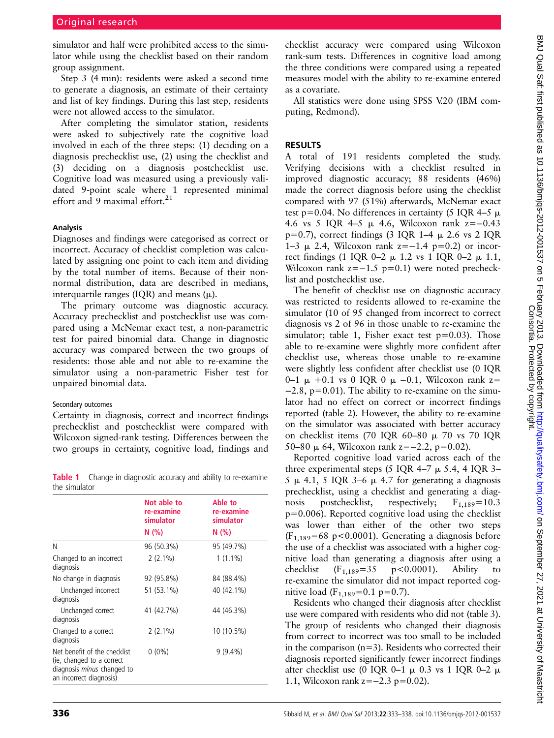simulator and half were prohibited access to the simulator while using the checklist based on their random group assignment.

Step 3 (4 min): residents were asked a second time to generate a diagnosis, an estimate of their certainty and list of key findings. During this last step, residents were not allowed access to the simulator.

After completing the simulator station, residents were asked to subjectively rate the cognitive load involved in each of the three steps: (1) deciding on a diagnosis prechecklist use, (2) using the checklist and (3) deciding on a diagnosis postchecklist use. Cognitive load was measured using a previously validated 9-point scale where 1 represented minimal effort and 9 maximal effort.[21]

### Analysis

Diagnoses and findings were categorised as correct or incorrect. Accuracy of checklist completion was calculated by assigning one point to each item and dividing by the total number of items. Because of their non-normal distribution, data are described in medians, interquartile ranges (IQR) and means (μ).

The primary outcome was diagnostic accuracy. Accuracy prechecklist and postchecklist use was compared using a McNemar exact test, a non-parametric test for paired binomial data. Change in diagnostic accuracy was compared between the two groups of residents: those able and not able to re-examine the simulator using a non-parametric Fisher test for unpaired binomial data.

#### Secondary outcomes

Certainty in diagnosis, correct and incorrect findings prechecklist and postchecklist were compared with Wilcoxon signed-rank testing. Differences between the two groups in certainty, cognitive load, findings and checklist accuracy were compared using Wilcoxon rank-sum tests. Differences in cognitive load among the three conditions were compared using a repeated measures model with the ability to re-examine entered as a covariate.

All statistics were done using SPSS V.20 (IBM computing, Redmond).

## RESULTS

A total of 191 residents completed the study. Verifying decisions with a checklist resulted in improved diagnostic accuracy; 88 residents (46%) made the correct diagnosis before using the checklist compared with 97 (51%) afterwards, McNemar exact test p=0.04. No differences in certainty (5 IQR 4–5 μ 4.6 vs 5 IQR 4–5 μ 4.6, Wilcoxon rank z=−0.43 p=0.7), correct findings (3 IQR 1–4 μ 2.6 vs 2 IQR 1–3 μ 2.4, Wilcoxon rank z=−1.4 p=0.2) or incorrect findings (1 IQR 0–2 μ 1.2 vs 1 IQR 0–2 μ 1.1, Wilcoxon rank z=−1.5 p=0.1) were noted prechecklist and postchecklist use.

The benefit of checklist use on diagnostic accuracy was restricted to residents allowed to re-examine the simulator (10 of 95 changed from incorrect to correct diagnosis vs 2 of 96 in those unable to re-examine the simulator; table 1, Fisher exact test p=0.03). Those able to re-examine were slightly more confident after checklist use, whereas those unable to re-examine were slightly less confident after checklist use (0 IQR 0–1 μ +0.1 vs 0 IQR 0 μ −0.1, Wilcoxon rank z=−2.8, p=0.01). The ability to re-examine on the simulator had no effect on correct or incorrect findings reported (table 2). However, the ability to re-examine on the simulator was associated with better accuracy on checklist items (70 IQR 60–80 μ 70 vs 70 IQR 50–80 μ 64, Wilcoxon rank z=−2.2, p=0.02).

Reported cognitive load varied across each of the three experimental steps (5 IQR 4–7 μ 5.4, 4 IQR 3–5 μ 4.1, 5 IQR 3–6 μ 4.7 for generating a diagnosis prechecklist, using a checklist and generating a diagnosis postchecklist, respectively; $F_{1,189}$=10.3 p=0.006). Reported cognitive load using the checklist was lower than either of the other two steps ($F_{1,189}$=68 p<0.0001). Generating a diagnosis before the use of a checklist was associated with a higher cognitive load than generating a diagnosis after using a checklist ($F_{1,189}$=35 p<0.0001). Ability to re-examine the simulator did not impact reported cognitive load ($F_{1,189}$=0.1 p=0.7).

Residents who changed their diagnosis after checklist use were compared with residents who did not (table 3). The group of residents who changed their diagnosis from correct to incorrect was too small to be included in the comparison (n=3). Residents who corrected their diagnosis reported significantly fewer incorrect findings after checklist use (0 IQR 0–1 μ 0.3 vs 1 IQR 0–2 μ 1.1, Wilcoxon rank z=−2.3 p=0.02).

**Table 1** Change in diagnostic accuracy and ability to re-examine the simulator

| | Not able to re-examine simulator N (%) | Able to re-examine simulator N (%) |
|---|---|---|
| N | 96 (50.3%) | 95 (49.7%) |
| Changed to an incorrect diagnosis | 2 (2.1%) | 1 (1.1%) |
| No change in diagnosis | 92 (95.8%) | 84 (88.4%) |
| Unchanged incorrect diagnosis | 51 (53.1%) | 40 (42.1%) |
| Unchanged correct diagnosis | 41 (42.7%) | 44 (46.3%) |
| Changed to a correct diagnosis | 2 (2.1%) | 10 (10.5%) |
| Net benefit of the checklist (ie, changed to a correct diagnosis *minus* changed to an incorrect diagnosis) | 0 (0%) | 9 (9.4%) |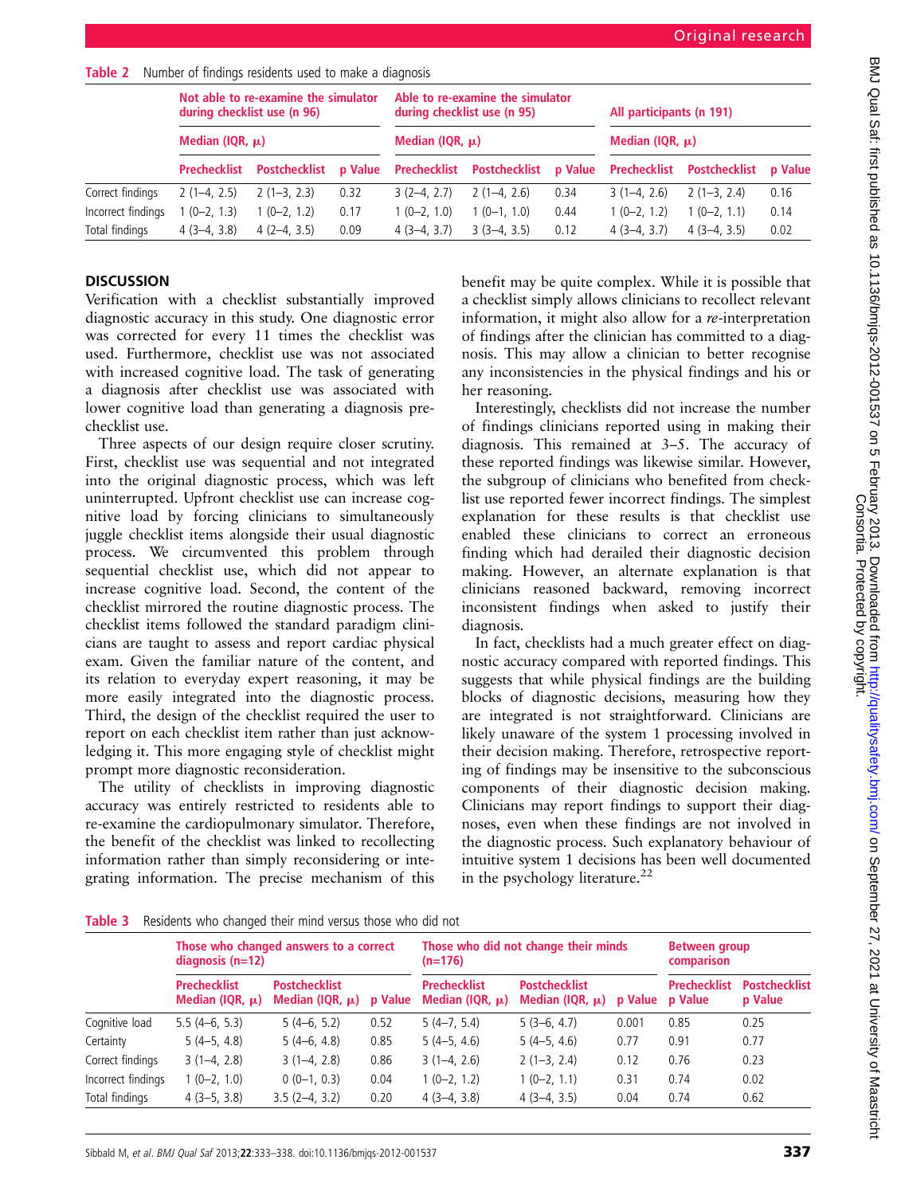Table 2 Number of findings residents used to make a diagnosis

| | Not able to re-examine the simulator during checklist use (n 96) | | | Able to re-examine the simulator during checklist use (n 95) | | | All participants (n 191) | | |
|---|---|---|---|---|---|---|---|---|---|
| | Median (IQR, μ) | | | Median (IQR, μ) | | | Median (IQR, μ) | | |
| | Prechecklist | Postchecklist | p Value | Prechecklist | Postchecklist | p Value | Prechecklist | Postchecklist | p Value |
| Correct findings | 2 (1–4, 2.5) | 2 (1–3, 2.3) | 0.32 | 3 (2–4, 2.7) | 2 (1–4, 2.6) | 0.34 | 3 (1–4, 2.6) | 2 (1–3, 2.4) | 0.16 |
| Incorrect findings | 1 (0–2, 1.3) | 1 (0–2, 1.2) | 0.17 | 1 (0–2, 1.0) | 1 (0–1, 1.0) | 0.44 | 1 (0–2, 1.2) | 1 (0–2, 1.1) | 0.14 |
| Total findings | 4 (3–4, 3.8) | 4 (2–4, 3.5) | 0.09 | 4 (3–4, 3.7) | 3 (3–4, 3.5) | 0.12 | 4 (3–4, 3.7) | 4 (3–4, 3.5) | 0.02 |

## DISCUSSION

Verification with a checklist substantially improved diagnostic accuracy in this study. One diagnostic error was corrected for every 11 times the checklist was used. Furthermore, checklist use was not associated with increased cognitive load. The task of generating a diagnosis after checklist use was associated with lower cognitive load than generating a diagnosis prechecklist use.

Three aspects of our design require closer scrutiny. First, checklist use was sequential and not integrated into the original diagnostic process, which was left uninterrupted. Upfront checklist use can increase cognitive load by forcing clinicians to simultaneously juggle checklist items alongside their usual diagnostic process. We circumvented this problem through sequential checklist use, which did not appear to increase cognitive load. Second, the content of the checklist mirrored the routine diagnostic process. The checklist items followed the standard paradigm clinicians are taught to assess and report cardiac physical exam. Given the familiar nature of the content, and its relation to everyday expert reasoning, it may be more easily integrated into the diagnostic process. Third, the design of the checklist required the user to report on each checklist item rather than just acknowledging it. This more engaging style of checklist might prompt more diagnostic reconsideration.

The utility of checklists in improving diagnostic accuracy was entirely restricted to residents able to re-examine the cardiopulmonary simulator. Therefore, the benefit of the checklist was linked to recollecting information rather than simply reconsidering or integrating information. The precise mechanism of this benefit may be quite complex. While it is possible that a checklist simply allows clinicians to recollect relevant information, it might also allow for a *re*-interpretation of findings after the clinician has committed to a diagnosis. This may allow a clinician to better recognise any inconsistencies in the physical findings and his or her reasoning.

Interestingly, checklists did not increase the number of findings clinicians reported using in making their diagnosis. This remained at 3–5. The accuracy of these reported findings was likewise similar. However, the subgroup of clinicians who benefited from checklist use reported fewer incorrect findings. The simplest explanation for these results is that checklist use enabled these clinicians to correct an erroneous finding which had derailed their diagnostic decision making. However, an alternate explanation is that clinicians reasoned backward, removing incorrect inconsistent findings when asked to justify their diagnosis.

In fact, checklists had a much greater effect on diagnostic accuracy compared with reported findings. This suggests that while physical findings are the building blocks of diagnostic decisions, measuring how they are integrated is not straightforward. Clinicians are likely unaware of the system 1 processing involved in their decision making. Therefore, retrospective reporting of findings may be insensitive to the subconscious components of their diagnostic decision making. Clinicians may report findings to support their diagnoses, even when these findings are not involved in the diagnostic process. Such explanatory behaviour of intuitive system 1 decisions has been well documented in the psychology literature.[22]

Table 3 Residents who changed their mind versus those who did not

| | Those who changed answers to a correct diagnosis (n=12) | | | Those who did not change their minds (n=176) | | | Between group comparison | |
|---|---|---|---|---|---|---|---|---|
| | Prechecklist Median (IQR, μ) | Postchecklist Median (IQR, μ) | p Value | Prechecklist Median (IQR, μ) | Postchecklist Median (IQR, μ) | p Value | Prechecklist p Value | Postchecklist p Value |
| Cognitive load | 5.5 (4–6, 5.3) | 5 (4–6, 5.2) | 0.52 | 5 (4–7, 5.4) | 5 (3–6, 4.7) | 0.001 | 0.85 | 0.25 |
| Certainty | 5 (4–5, 4.8) | 5 (4–6, 4.8) | 0.85 | 5 (4–5, 4.6) | 5 (4–5, 4.6) | 0.77 | 0.91 | 0.77 |
| Correct findings | 3 (1–4, 2.8) | 3 (1–4, 2.8) | 0.86 | 3 (1–4, 2.6) | 2 (1–3, 2.4) | 0.12 | 0.76 | 0.23 |
| Incorrect findings | 1 (0–2, 1.0) | 0 (0–1, 0.3) | 0.04 | 1 (0–2, 1.2) | 1 (0–2, 1.1) | 0.31 | 0.74 | 0.02 |
| Total findings | 4 (3–5, 3.8) | 3.5 (2–4, 3.2) | 0.20 | 4 (3–4, 3.8) | 4 (3–4, 3.5) | 0.04 | 0.74 | 0.62 |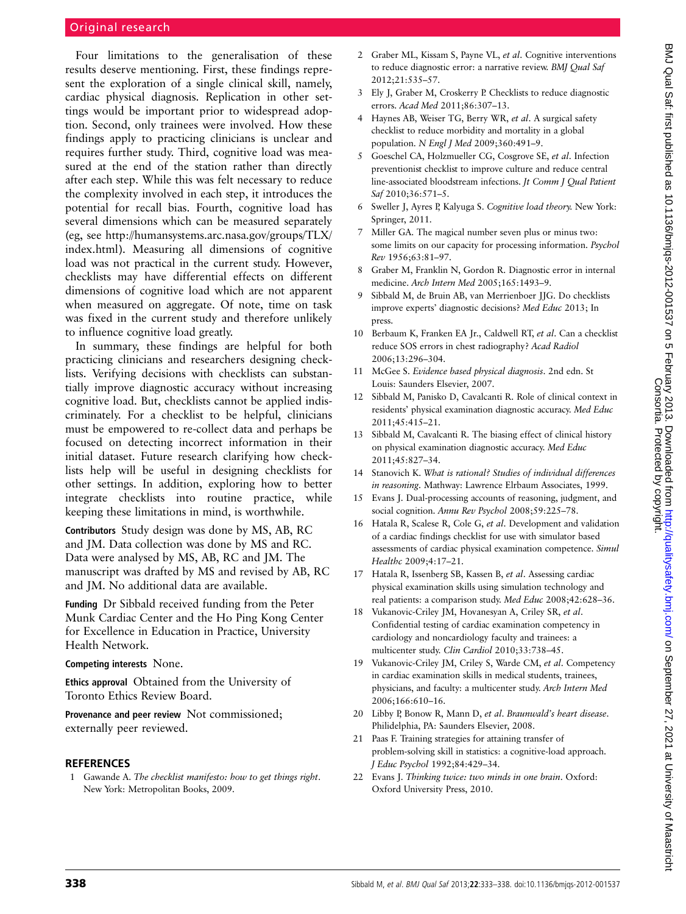Four limitations to the generalisation of these results deserve mentioning. First, these findings represent the exploration of a single clinical skill, namely, cardiac physical diagnosis. Replication in other settings would be important prior to widespread adoption. Second, only trainees were involved. How these findings apply to practicing clinicians is unclear and requires further study. Third, cognitive load was measured at the end of the station rather than directly after each step. While this was felt necessary to reduce the complexity involved in each step, it introduces the potential for recall bias. Fourth, cognitive load has several dimensions which can be measured separately (eg, see http://humansystems.arc.nasa.gov/groups/TLX/index.html). Measuring all dimensions of cognitive load was not practical in the current study. However, checklists may have differential effects on different dimensions of cognitive load which are not apparent when measured on aggregate. Of note, time on task was fixed in the current study and therefore unlikely to influence cognitive load greatly.

In summary, these findings are helpful for both practicing clinicians and researchers designing checklists. Verifying decisions with checklists can substantially improve diagnostic accuracy without increasing cognitive load. But, checklists cannot be applied indiscriminately. For a checklist to be helpful, clinicians must be empowered to re-collect data and perhaps be focused on detecting incorrect information in their initial dataset. Future research clarifying how checklists help will be useful in designing checklists for other settings. In addition, exploring how to better integrate checklists into routine practice, while keeping these limitations in mind, is worthwhile.

**Contributors** Study design was done by MS, AB, RC and JM. Data collection was done by MS and RC. Data were analysed by MS, AB, RC and JM. The manuscript was drafted by MS and revised by AB, RC and JM. No additional data are available.

**Funding** Dr Sibbald received funding from the Peter Munk Cardiac Center and the Ho Ping Kong Center for Excellence in Education in Practice, University Health Network.

**Competing interests** None.

**Ethics approval** Obtained from the University of Toronto Ethics Review Board.

**Provenance and peer review** Not commissioned; externally peer reviewed.

## REFERENCES

1. Gawande A. *The checklist manifesto: how to get things right*. New York: Metropolitan Books, 2009.
2. Graber ML, Kissam S, Payne VL, *et al*. Cognitive interventions to reduce diagnostic error: a narrative review. *BMJ Qual Saf* 2012;21:535–57.
3. Ely J, Graber M, Croskerry P. Checklists to reduce diagnostic errors. *Acad Med* 2011;86:307–13.
4. Haynes AB, Weiser TG, Berry WR, *et al*. A surgical safety checklist to reduce morbidity and mortality in a global population. *N Engl J Med* 2009;360:491–9.
5. Goeschel CA, Holzmueller CG, Cosgrove SE, *et al*. Infection preventionist checklist to improve culture and reduce central line-associated bloodstream infections. *Jt Comm J Qual Patient Saf* 2010;36:571–5.
6. Sweller J, Ayres P, Kalyuga S. *Cognitive load theory*. New York: Springer, 2011.
7. Miller GA. The magical number seven plus or minus two: some limits on our capacity for processing information. *Psychol Rev* 1956;63:81–97.
8. Graber M, Franklin N, Gordon R. Diagnostic error in internal medicine. *Arch Intern Med* 2005;165:1493–9.
9. Sibbald M, de Bruin AB, van Merrienboer JJG. Do checklists improve experts' diagnostic decisions? *Med Educ* 2013; In press.
10. Berbaum K, Franken EA Jr., Caldwell RT, *et al*. Can a checklist reduce SOS errors in chest radiography? *Acad Radiol* 2006;13:296–304.
11. McGee S. *Evidence based physical diagnosis*. 2nd edn. St Louis: Saunders Elsevier, 2007.
12. Sibbald M, Panisko D, Cavalcanti R. Role of clinical context in residents' physical examination diagnostic accuracy. *Med Educ* 2011;45:415–21.
13. Sibbald M, Cavalcanti R. The biasing effect of clinical history on physical examination diagnostic accuracy. *Med Educ* 2011;45:827–34.
14. Stanovich K. *What is rational? Studies of individual differences in reasoning*. Mathway: Lawrence Elrbaum Associates, 1999.
15. Evans J. Dual-processing accounts of reasoning, judgment, and social cognition. *Annu Rev Psychol* 2008;59:225–78.
16. Hatala R, Scalese R, Cole G, *et al*. Development and validation of a cardiac findings checklist for use with simulator based assessments of cardiac physical examination competence. *Simul Healthc* 2009;4:17–21.
17. Hatala R, Issenberg SB, Kassen B, *et al*. Assessing cardiac physical examination skills using simulation technology and real patients: a comparison study. *Med Educ* 2008;42:628–36.
18. Vukanovic-Criley JM, Hovanesyan A, Criley SR, *et al*. Confidential testing of cardiac examination competency in cardiology and noncardiology faculty and trainees: a multicenter study. *Clin Cardiol* 2010;33:738–45.
19. Vukanovic-Criley JM, Criley S, Warde CM, *et al*. Competency in cardiac examination skills in medical students, trainees, physicians, and faculty: a multicenter study. *Arch Intern Med* 2006;166:610–16.
20. Libby P, Bonow R, Mann D, *et al*. *Braunwald's heart disease*. Philidelphia, PA: Saunders Elsevier, 2008.
21. Paas F. Training strategies for attaining transfer of problem-solving skill in statistics: a cognitive-load approach. *J Educ Psychol* 1992;84:429–34.
22. Evans J. *Thinking twice: two minds in one brain*. Oxford: Oxford University Press, 2010.